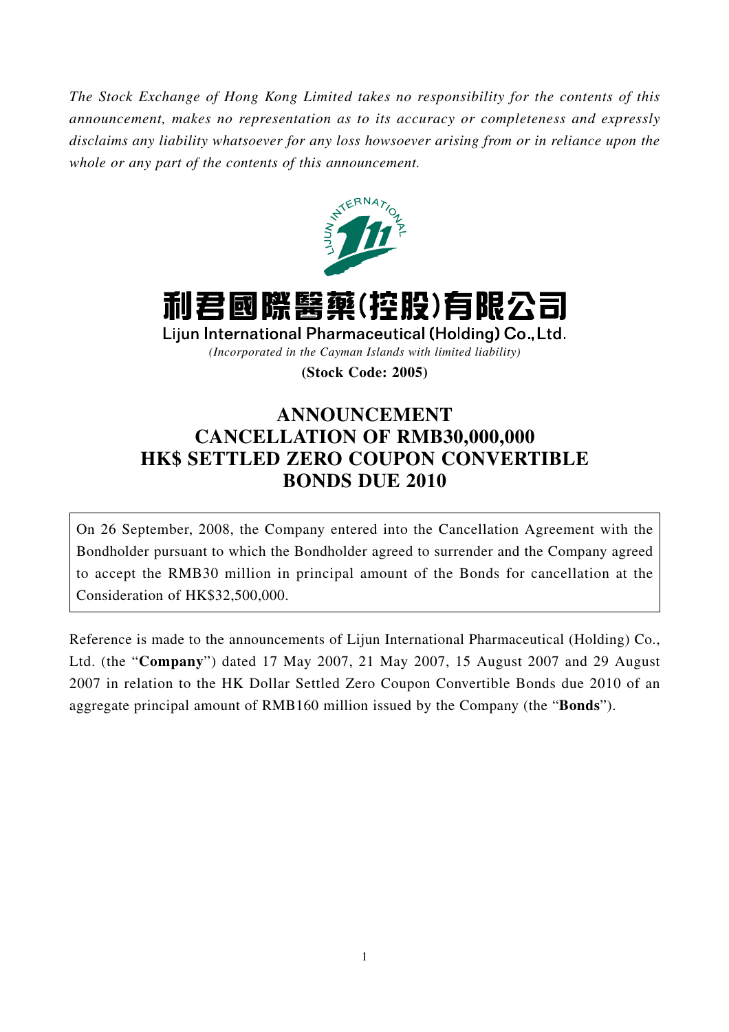*The Stock Exchange of Hong Kong Limited takes no responsibility for the contents of this announcement, makes no representation as to its accuracy or completeness and expressly disclaims any liability whatsoever for any loss howsoever arising from or in reliance upon the whole or any part of the contents of this announcement.*

# 利君國際醫藥(控股)有限公司

**Lijun International Pharmaceutical (Holding) Co., Ltd.**

*(Incorporated in the Cayman Islands with limited liability)*

**(Stock Code: 2005)**

# ANNOUNCEMENT
# CANCELLATION OF RMB30,000,000 HK$ SETTLED ZERO COUPON CONVERTIBLE BONDS DUE 2010

On 26 September, 2008, the Company entered into the Cancellation Agreement with the Bondholder pursuant to which the Bondholder agreed to surrender and the Company agreed to accept the RMB30 million in principal amount of the Bonds for cancellation at the Consideration of HK$32,500,000.

Reference is made to the announcements of Lijun International Pharmaceutical (Holding) Co., Ltd. (the "**Company**") dated 17 May 2007, 21 May 2007, 15 August 2007 and 29 August 2007 in relation to the HK Dollar Settled Zero Coupon Convertible Bonds due 2010 of an aggregate principal amount of RMB160 million issued by the Company (the "**Bonds**").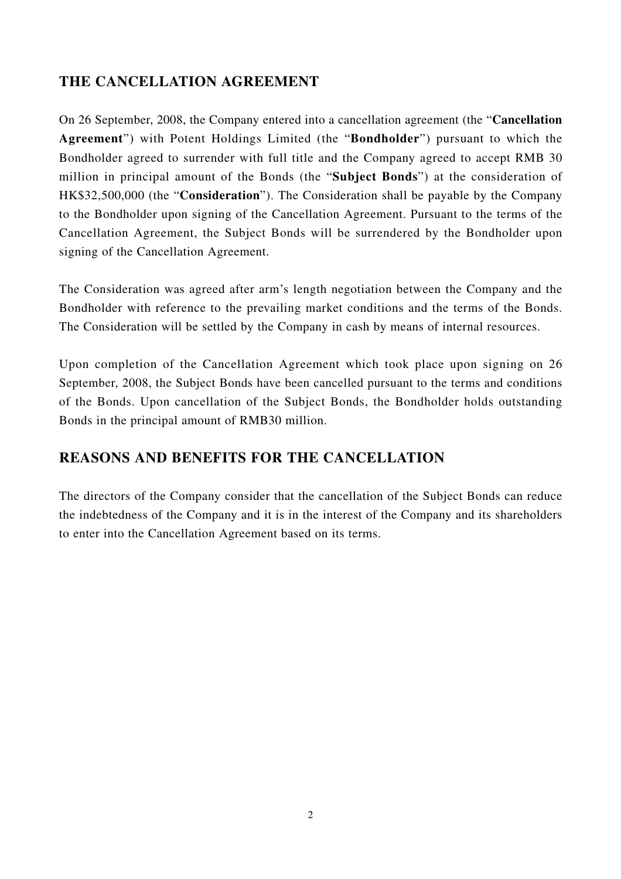## THE CANCELLATION AGREEMENT

On 26 September, 2008, the Company entered into a cancellation agreement (the "**Cancellation Agreement**") with Potent Holdings Limited (the "**Bondholder**") pursuant to which the Bondholder agreed to surrender with full title and the Company agreed to accept RMB 30 million in principal amount of the Bonds (the "**Subject Bonds**") at the consideration of HK$32,500,000 (the "**Consideration**"). The Consideration shall be payable by the Company to the Bondholder upon signing of the Cancellation Agreement. Pursuant to the terms of the Cancellation Agreement, the Subject Bonds will be surrendered by the Bondholder upon signing of the Cancellation Agreement.

The Consideration was agreed after arm's length negotiation between the Company and the Bondholder with reference to the prevailing market conditions and the terms of the Bonds. The Consideration will be settled by the Company in cash by means of internal resources.

Upon completion of the Cancellation Agreement which took place upon signing on 26 September, 2008, the Subject Bonds have been cancelled pursuant to the terms and conditions of the Bonds. Upon cancellation of the Subject Bonds, the Bondholder holds outstanding Bonds in the principal amount of RMB30 million.

## REASONS AND BENEFITS FOR THE CANCELLATION

The directors of the Company consider that the cancellation of the Subject Bonds can reduce the indebtedness of the Company and it is in the interest of the Company and its shareholders to enter into the Cancellation Agreement based on its terms.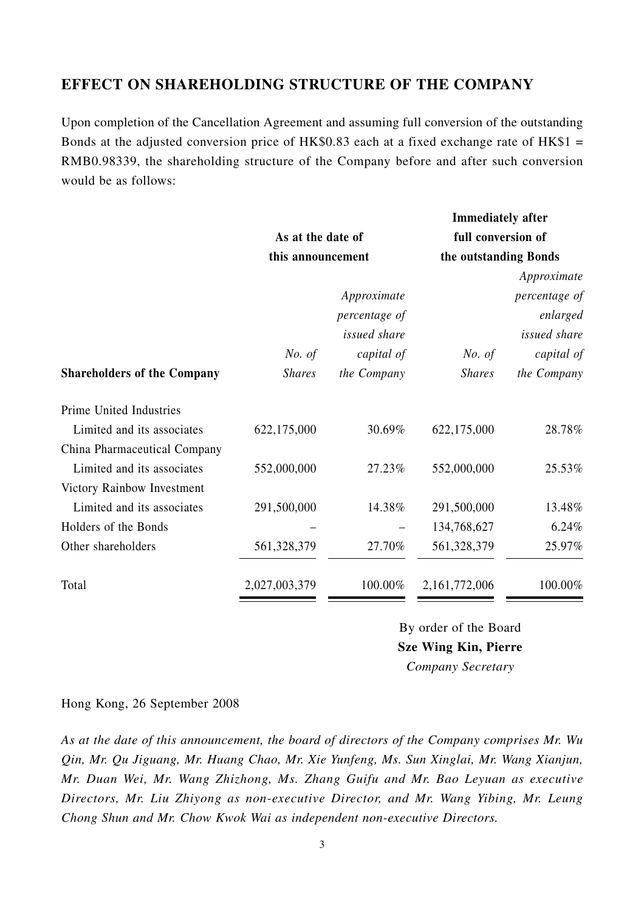## EFFECT ON SHAREHOLDING STRUCTURE OF THE COMPANY

Upon completion of the Cancellation Agreement and assuming full conversion of the outstanding Bonds at the adjusted conversion price of HK$0.83 each at a fixed exchange rate of HK$1 = RMB0.98339, the shareholding structure of the Company before and after such conversion would be as follows:

| | As at the date of this announcement | | Immediately after full conversion of the outstanding Bonds | |
|---|---|---|---|---|
| **Shareholders of the Company** | *No. of Shares* | *Approximate percentage of issued share capital of the Company* | *No. of Shares* | *Approximate percentage of enlarged issued share capital of the Company* |
| Prime United Industries Limited and its associates | 622,175,000 | 30.69% | 622,175,000 | 28.78% |
| China Pharmaceutical Company Limited and its associates | 552,000,000 | 27.23% | 552,000,000 | 25.53% |
| Victory Rainbow Investment Limited and its associates | 291,500,000 | 14.38% | 291,500,000 | 13.48% |
| Holders of the Bonds | – | – | 134,768,627 | 6.24% |
| Other shareholders | 561,328,379 | 27.70% | 561,328,379 | 25.97% |
| Total | 2,027,003,379 | 100.00% | 2,161,772,006 | 100.00% |

By order of the Board
**Sze Wing Kin, Pierre**
*Company Secretary*

Hong Kong, 26 September 2008

*As at the date of this announcement, the board of directors of the Company comprises Mr. Wu Qin, Mr. Qu Jiguang, Mr. Huang Chao, Mr. Xie Yunfeng, Ms. Sun Xinglai, Mr. Wang Xianjun, Mr. Duan Wei, Mr. Wang Zhizhong, Ms. Zhang Guifu and Mr. Bao Leyuan as executive Directors, Mr. Liu Zhiyong as non-executive Director, and Mr. Wang Yibing, Mr. Leung Chong Shun and Mr. Chow Kwok Wai as independent non-executive Directors.*